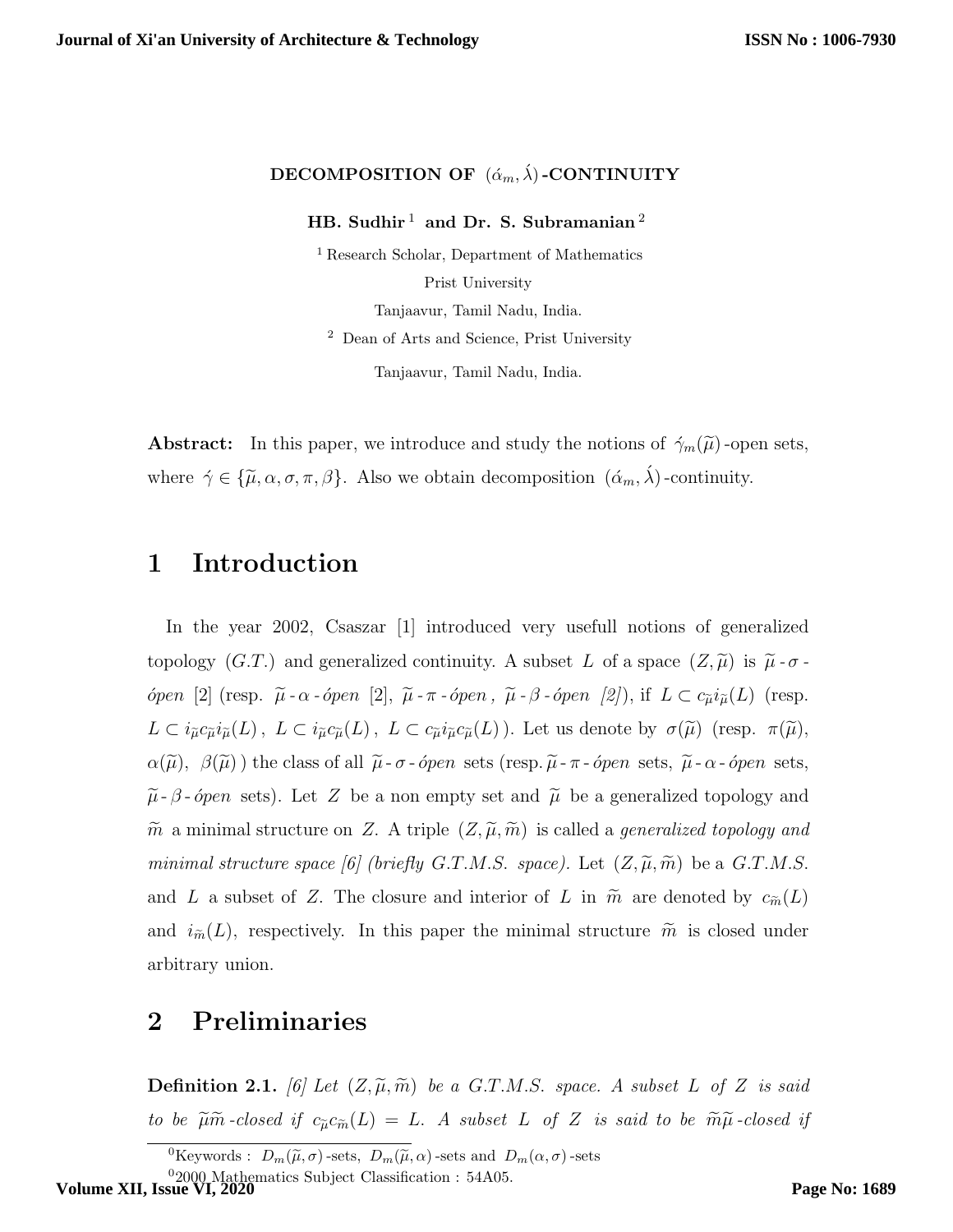**DECOMPOSITION OF $(\acute{\alpha}_m, \acute{\lambda})$-CONTINUITY**

**HB. Sudhir [1] and Dr. S. Subramanian [2]**

[1] Research Scholar, Department of Mathematics

Prist University

Tanjaavur, Tamil Nadu, India.

[2] Dean of Arts and Science, Prist University

Tanjaavur, Tamil Nadu, India.

**Abstract:** In this paper, we introduce and study the notions of $\acute{\gamma}_m(\widetilde{\mu})$-open sets, where $\acute{\gamma} \in \{\widetilde{\mu}, \alpha, \sigma, \pi, \beta\}$. Also we obtain decomposition $(\acute{\alpha}_m, \acute{\lambda})$-continuity.

# 1 Introduction

In the year 2002, Csaszar [1] introduced very usefull notions of generalized topology $(G.T.)$ and generalized continuity. A subset $L$ of a space $(Z, \widetilde{\mu})$ is $\widetilde{\mu}$-$\sigma$-*ópen* [2] (resp. $\widetilde{\mu}$-$\alpha$-*ópen* [2], $\widetilde{\mu}$-$\pi$-*ópen*, $\widetilde{\mu}$-$\beta$-*ópen* [2]), if $L \subset c_{\widetilde{\mu}} i_{\widetilde{\mu}}(L)$ (resp. $L \subset i_{\widetilde{\mu}} c_{\widetilde{\mu}} i_{\widetilde{\mu}}(L)$, $L \subset i_{\widetilde{\mu}} c_{\widetilde{\mu}}(L)$, $L \subset c_{\widetilde{\mu}} i_{\widetilde{\mu}} c_{\widetilde{\mu}}(L)$). Let us denote by $\sigma(\widetilde{\mu})$ (resp. $\pi(\widetilde{\mu})$, $\alpha(\widetilde{\mu})$, $\beta(\widetilde{\mu})$) the class of all $\widetilde{\mu}$-$\sigma$-*ópen* sets (resp. $\widetilde{\mu}$-$\pi$-*ópen* sets, $\widetilde{\mu}$-$\alpha$-*ópen* sets, $\widetilde{\mu}$-$\beta$-*ópen* sets). Let $Z$ be a non empty set and $\widetilde{\mu}$ be a generalized topology and $\widetilde{m}$ a minimal structure on $Z$. A triple $(Z, \widetilde{\mu}, \widetilde{m})$ is called a *generalized topology and minimal structure space [6] (briefly G.T.M.S. space)*. Let $(Z, \widetilde{\mu}, \widetilde{m})$ be a $G.T.M.S.$ and $L$ a subset of $Z$. The closure and interior of $L$ in $\widetilde{m}$ are denoted by $c_{\widetilde{m}}(L)$ and $i_{\widetilde{m}}(L)$, respectively. In this paper the minimal structure $\widetilde{m}$ is closed under arbitrary union.

# 2 Preliminaries

**Definition 2.1.** *[6] Let $(Z, \widetilde{\mu}, \widetilde{m})$ be a G.T.M.S. space. A subset $L$ of $Z$ is said to be $\widetilde{\mu}\widetilde{m}$-closed if $c_{\widetilde{\mu}} c_{\widetilde{m}}(L) = L$. A subset $L$ of $Z$ is said to be $\widetilde{m}\widetilde{\mu}$-closed if*

Keywords : $D_m(\widetilde{\mu}, \sigma)$-sets, $D_m(\widetilde{\mu}, \alpha)$-sets and $D_m(\alpha, \sigma)$-sets

2000 Mathematics Subject Classification : 54A05.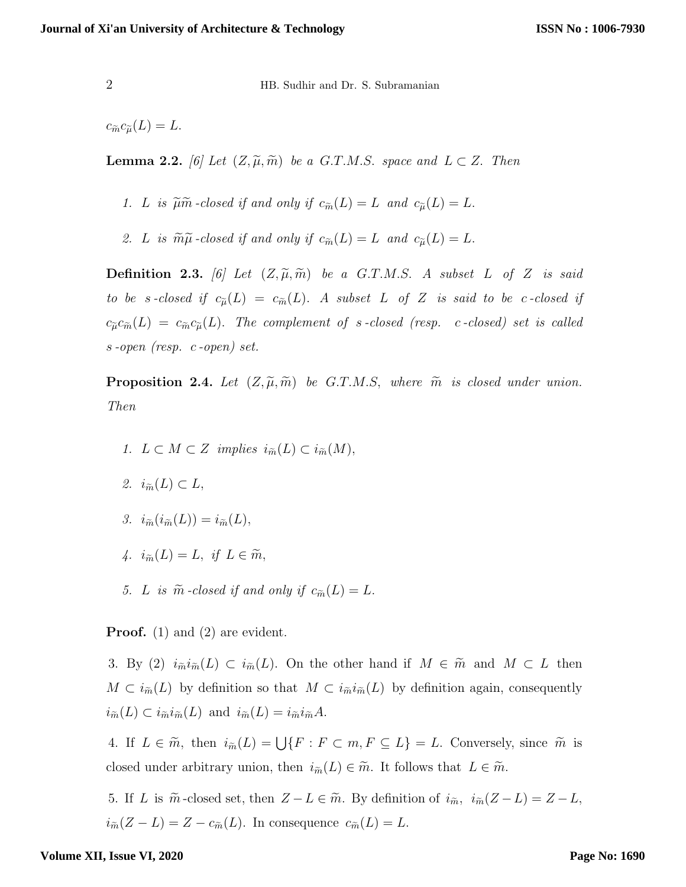$c_{\widetilde{m}}c_{\widetilde{\mu}}(L) = L$.

**Lemma 2.2.** *[6] Let $(Z, \widetilde{\mu}, \widetilde{m})$ be a G.T.M.S. space and $L \subset Z$. Then*

1. *$L$ is $\widetilde{\mu}\widetilde{m}$-closed if and only if $c_{\widetilde{m}}(L) = L$ and $c_{\widetilde{\mu}}(L) = L$.*
2. *$L$ is $\widetilde{m}\widetilde{\mu}$-closed if and only if $c_{\widetilde{m}}(L) = L$ and $c_{\widetilde{\mu}}(L) = L$.*

**Definition 2.3.** *[6] Let $(Z, \widetilde{\mu}, \widetilde{m})$ be a G.T.M.S. A subset $L$ of $Z$ is said to be $s$-closed if $c_{\widetilde{\mu}}(L) = c_{\widetilde{m}}(L)$. A subset $L$ of $Z$ is said to be $c$-closed if $c_{\widetilde{\mu}}c_{\widetilde{m}}(L) = c_{\widetilde{m}}c_{\widetilde{\mu}}(L)$. The complement of $s$-closed (resp. $c$-closed) set is called $s$-open (resp. $c$-open) set.*

**Proposition 2.4.** *Let $(Z, \widetilde{\mu}, \widetilde{m})$ be G.T.M.S, where $\widetilde{m}$ is closed under union. Then*

1. *$L \subset M \subset Z$ implies $i_{\widetilde{m}}(L) \subset i_{\widetilde{m}}(M)$,*
2. *$i_{\widetilde{m}}(L) \subset L$,*
3. *$i_{\widetilde{m}}(i_{\widetilde{m}}(L)) = i_{\widetilde{m}}(L)$,*
4. *$i_{\widetilde{m}}(L) = L$, if $L \in \widetilde{m}$,*
5. *$L$ is $\widetilde{m}$-closed if and only if $c_{\widetilde{m}}(L) = L$.*

**Proof.** (1) and (2) are evident.

3. By (2) $i_{\widetilde{m}}i_{\widetilde{m}}(L) \subset i_{\widetilde{m}}(L)$. On the other hand if $M \in \widetilde{m}$ and $M \subset L$ then $M \subset i_{\widetilde{m}}(L)$ by definition so that $M \subset i_{\widetilde{m}}i_{\widetilde{m}}(L)$ by definition again, consequently $i_{\widetilde{m}}(L) \subset i_{\widetilde{m}}i_{\widetilde{m}}(L)$ and $i_{\widetilde{m}}(L) = i_{\widetilde{m}}i_{\widetilde{m}}A$.

4. If $L \in \widetilde{m}$, then $i_{\widetilde{m}}(L) = \bigcup\{F : F \subset m, F \subseteq L\} = L$. Conversely, since $\widetilde{m}$ is closed under arbitrary union, then $i_{\widetilde{m}}(L) \in \widetilde{m}$. It follows that $L \in \widetilde{m}$.

5. If $L$ is $\widetilde{m}$-closed set, then $Z - L \in \widetilde{m}$. By definition of $i_{\widetilde{m}}$, $i_{\widetilde{m}}(Z - L) = Z - L$, $i_{\widetilde{m}}(Z - L) = Z - c_{\widetilde{m}}(L)$. In consequence $c_{\widetilde{m}}(L) = L$.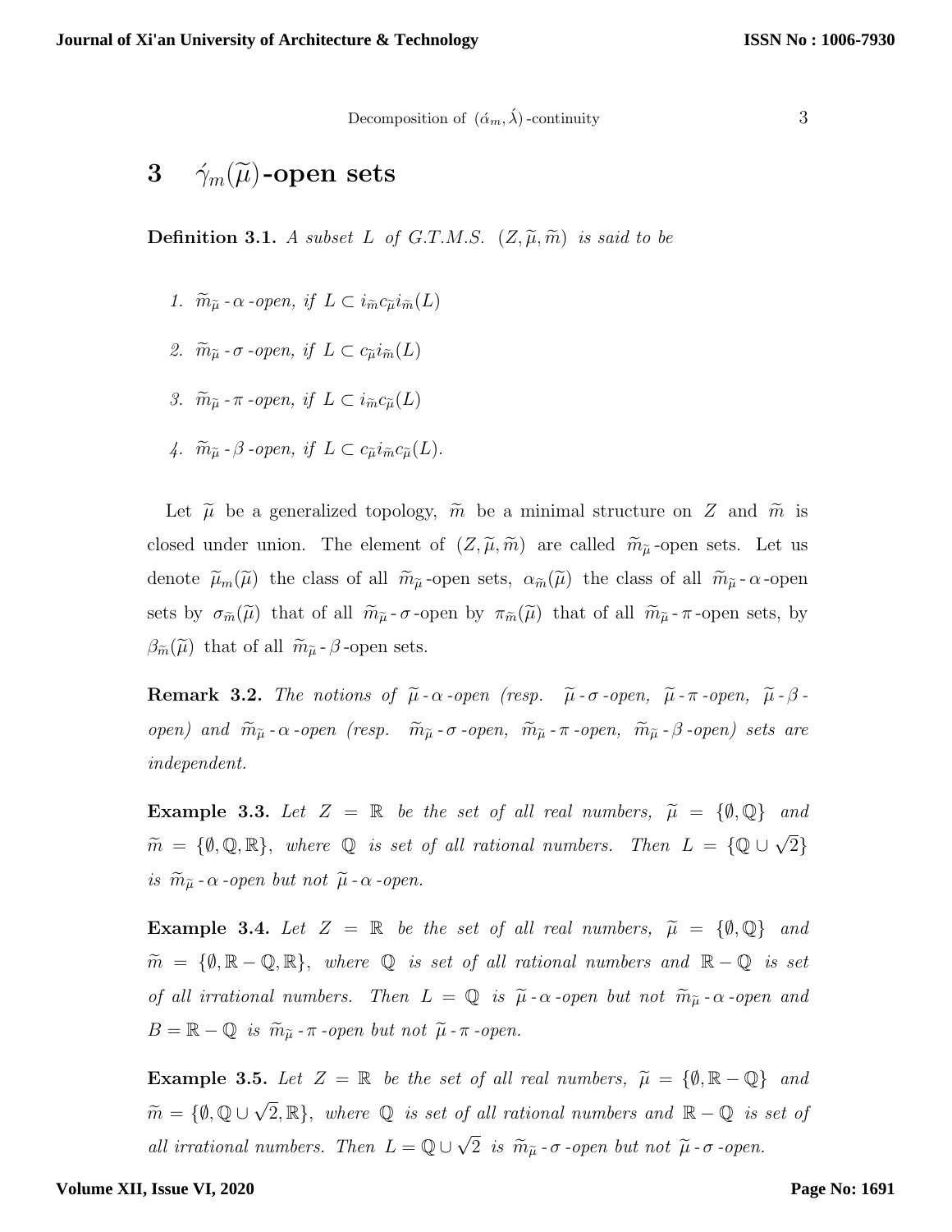## 3 $\acute{\gamma}_m(\widetilde{\mu})$-open sets

**Definition 3.1.** *A subset $L$ of G.T.M.S. $(Z, \widetilde{\mu}, \widetilde{m})$ is said to be*

1. *$\widetilde{m}_{\widetilde{\mu}}$ - $\alpha$ -open, if $L \subset i_{\widetilde{m}} c_{\widetilde{\mu}} i_{\widetilde{m}}(L)$*

2. *$\widetilde{m}_{\widetilde{\mu}}$ - $\sigma$ -open, if $L \subset c_{\widetilde{\mu}} i_{\widetilde{m}}(L)$*

3. *$\widetilde{m}_{\widetilde{\mu}}$ - $\pi$ -open, if $L \subset i_{\widetilde{m}} c_{\widetilde{\mu}}(L)$*

4. *$\widetilde{m}_{\widetilde{\mu}}$ - $\beta$ -open, if $L \subset c_{\widetilde{\mu}} i_{\widetilde{m}} c_{\widetilde{\mu}}(L)$.*

Let $\widetilde{\mu}$ be a generalized topology, $\widetilde{m}$ be a minimal structure on $Z$ and $\widetilde{m}$ is closed under union. The element of $(Z, \widetilde{\mu}, \widetilde{m})$ are called $\widetilde{m}_{\widetilde{\mu}}$-open sets. Let us denote $\widetilde{\mu}_m(\widetilde{\mu})$ the class of all $\widetilde{m}_{\widetilde{\mu}}$-open sets, $\alpha_{\widetilde{m}}(\widetilde{\mu})$ the class of all $\widetilde{m}_{\widetilde{\mu}}$ - $\alpha$ -open sets by $\sigma_{\widetilde{m}}(\widetilde{\mu})$ that of all $\widetilde{m}_{\widetilde{\mu}}$ - $\sigma$ -open by $\pi_{\widetilde{m}}(\widetilde{\mu})$ that of all $\widetilde{m}_{\widetilde{\mu}}$ - $\pi$ -open sets, by $\beta_{\widetilde{m}}(\widetilde{\mu})$ that of all $\widetilde{m}_{\widetilde{\mu}}$ - $\beta$ -open sets.

**Remark 3.2.** *The notions of $\widetilde{\mu}$ - $\alpha$ -open (resp. $\widetilde{\mu}$ - $\sigma$ -open, $\widetilde{\mu}$ - $\pi$ -open, $\widetilde{\mu}$ - $\beta$ -open) and $\widetilde{m}_{\widetilde{\mu}}$ - $\alpha$ -open (resp. $\widetilde{m}_{\widetilde{\mu}}$ - $\sigma$ -open, $\widetilde{m}_{\widetilde{\mu}}$ - $\pi$ -open, $\widetilde{m}_{\widetilde{\mu}}$ - $\beta$ -open) sets are independent.*

**Example 3.3.** *Let $Z = \mathbb{R}$ be the set of all real numbers, $\widetilde{\mu} = \{\emptyset, \mathbb{Q}\}$ and $\widetilde{m} = \{\emptyset, \mathbb{Q}, \mathbb{R}\}$, where $\mathbb{Q}$ is set of all rational numbers. Then $L = \{\mathbb{Q} \cup \sqrt{2}\}$ is $\widetilde{m}_{\widetilde{\mu}}$ - $\alpha$ -open but not $\widetilde{\mu}$ - $\alpha$ -open.*

**Example 3.4.** *Let $Z = \mathbb{R}$ be the set of all real numbers, $\widetilde{\mu} = \{\emptyset, \mathbb{Q}\}$ and $\widetilde{m} = \{\emptyset, \mathbb{R} - \mathbb{Q}, \mathbb{R}\}$, where $\mathbb{Q}$ is set of all rational numbers and $\mathbb{R} - \mathbb{Q}$ is set of all irrational numbers. Then $L = \mathbb{Q}$ is $\widetilde{\mu}$ - $\alpha$ -open but not $\widetilde{m}_{\widetilde{\mu}}$ - $\alpha$ -open and $B = \mathbb{R} - \mathbb{Q}$ is $\widetilde{m}_{\widetilde{\mu}}$ - $\pi$ -open but not $\widetilde{\mu}$ - $\pi$ -open.*

**Example 3.5.** *Let $Z = \mathbb{R}$ be the set of all real numbers, $\widetilde{\mu} = \{\emptyset, \mathbb{R} - \mathbb{Q}\}$ and $\widetilde{m} = \{\emptyset, \mathbb{Q} \cup \sqrt{2}, \mathbb{R}\}$, where $\mathbb{Q}$ is set of all rational numbers and $\mathbb{R} - \mathbb{Q}$ is set of all irrational numbers. Then $L = \mathbb{Q} \cup \sqrt{2}$ is $\widetilde{m}_{\widetilde{\mu}}$ - $\sigma$ -open but not $\widetilde{\mu}$ - $\sigma$ -open.*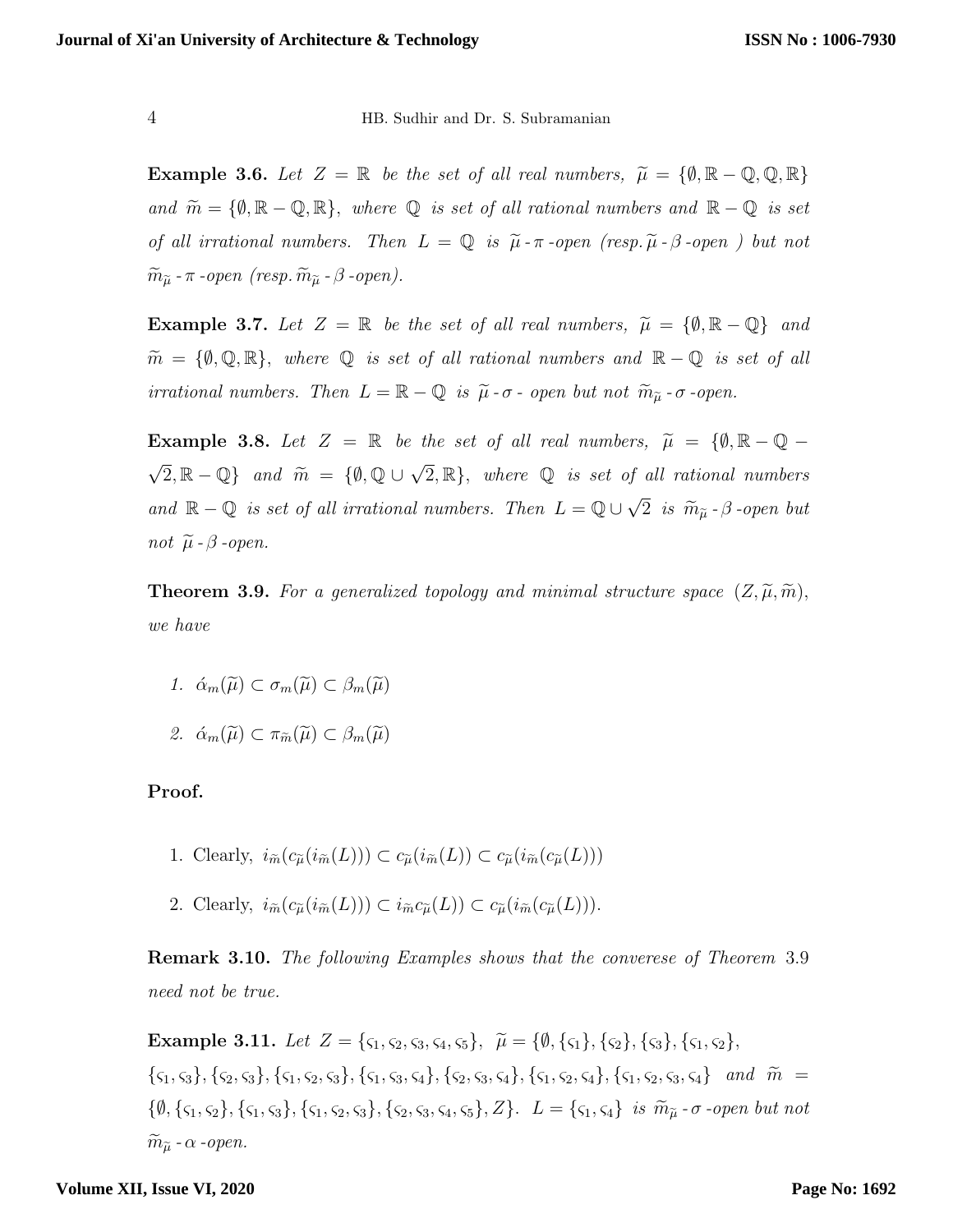**Example 3.6.** *Let* $Z = \mathbb{R}$ *be the set of all real numbers,* $\widetilde{\mu} = \{\emptyset, \mathbb{R} - \mathbb{Q}, \mathbb{Q}, \mathbb{R}\}$ *and* $\widetilde{m} = \{\emptyset, \mathbb{R} - \mathbb{Q}, \mathbb{R}\}$*, where* $\mathbb{Q}$ *is set of all rational numbers and* $\mathbb{R} - \mathbb{Q}$ *is set of all irrational numbers. Then* $L = \mathbb{Q}$ *is* $\widetilde{\mu}$ *-* $\pi$ *-open (resp.* $\widetilde{\mu}$ *-* $\beta$ *-open ) but not* $\widetilde{m}_{\widetilde{\mu}}$ *-* $\pi$ *-open (resp.* $\widetilde{m}_{\widetilde{\mu}}$ *-* $\beta$ *-open).*

**Example 3.7.** *Let* $Z = \mathbb{R}$ *be the set of all real numbers,* $\widetilde{\mu} = \{\emptyset, \mathbb{R} - \mathbb{Q}\}$ *and* $\widetilde{m} = \{\emptyset, \mathbb{Q}, \mathbb{R}\}$*, where* $\mathbb{Q}$ *is set of all rational numbers and* $\mathbb{R} - \mathbb{Q}$ *is set of all irrational numbers. Then* $L = \mathbb{R} - \mathbb{Q}$ *is* $\widetilde{\mu}$ *-* $\sigma$ *- open but not* $\widetilde{m}_{\widetilde{\mu}}$ *-* $\sigma$ *-open.*

**Example 3.8.** *Let* $Z = \mathbb{R}$ *be the set of all real numbers,* $\widetilde{\mu} = \{\emptyset, \mathbb{R} - \mathbb{Q} - \sqrt{2}, \mathbb{R} - \mathbb{Q}\}$ *and* $\widetilde{m} = \{\emptyset, \mathbb{Q} \cup \sqrt{2}, \mathbb{R}\}$*, where* $\mathbb{Q}$ *is set of all rational numbers and* $\mathbb{R} - \mathbb{Q}$ *is set of all irrational numbers. Then* $L = \mathbb{Q} \cup \sqrt{2}$ *is* $\widetilde{m}_{\widetilde{\mu}}$ *-* $\beta$ *-open but not* $\widetilde{\mu}$ *-* $\beta$ *-open.*

**Theorem 3.9.** *For a generalized topology and minimal structure space* $(Z, \widetilde{\mu}, \widetilde{m})$*, we have*

1. $\acute{\alpha}_m(\widetilde{\mu}) \subset \sigma_m(\widetilde{\mu}) \subset \beta_m(\widetilde{\mu})$
2. $\acute{\alpha}_m(\widetilde{\mu}) \subset \pi_{\widetilde{m}}(\widetilde{\mu}) \subset \beta_m(\widetilde{\mu})$

**Proof.**

1. Clearly, $i_{\widetilde{m}}(c_{\widetilde{\mu}}(i_{\widetilde{m}}(L))) \subset c_{\widetilde{\mu}}(i_{\widetilde{m}}(L)) \subset c_{\widetilde{\mu}}(i_{\widetilde{m}}(c_{\widetilde{\mu}}(L)))$
2. Clearly, $i_{\widetilde{m}}(c_{\widetilde{\mu}}(i_{\widetilde{m}}(L))) \subset i_{\widetilde{m}}c_{\widetilde{\mu}}(L)) \subset c_{\widetilde{\mu}}(i_{\widetilde{m}}(c_{\widetilde{\mu}}(L)))$.

**Remark 3.10.** *The following Examples shows that the converese of Theorem* 3.9 *need not be true.*

**Example 3.11.** *Let* $Z = \{\varsigma_1, \varsigma_2, \varsigma_3, \varsigma_4, \varsigma_5\}$*,* $\widetilde{\mu} = \{\emptyset, \{\varsigma_1\}, \{\varsigma_2\}, \{\varsigma_3\}, \{\varsigma_1, \varsigma_2\}, \{\varsigma_1, \varsigma_3\}, \{\varsigma_2, \varsigma_3\}, \{\varsigma_1, \varsigma_2, \varsigma_3\}, \{\varsigma_1, \varsigma_3, \varsigma_4\}, \{\varsigma_2, \varsigma_3, \varsigma_4\}, \{\varsigma_1, \varsigma_2, \varsigma_4\}, \{\varsigma_1, \varsigma_2, \varsigma_3, \varsigma_4\}$ *and* $\widetilde{m} = \{\emptyset, \{\varsigma_1, \varsigma_2\}, \{\varsigma_1, \varsigma_3\}, \{\varsigma_1, \varsigma_2, \varsigma_3\}, \{\varsigma_2, \varsigma_3, \varsigma_4, \varsigma_5\}, Z\}$*.* $L = \{\varsigma_1, \varsigma_4\}$ *is* $\widetilde{m}_{\widetilde{\mu}}$ *-* $\sigma$ *-open but not* $\widetilde{m}_{\widetilde{\mu}}$ *-* $\alpha$ *-open.*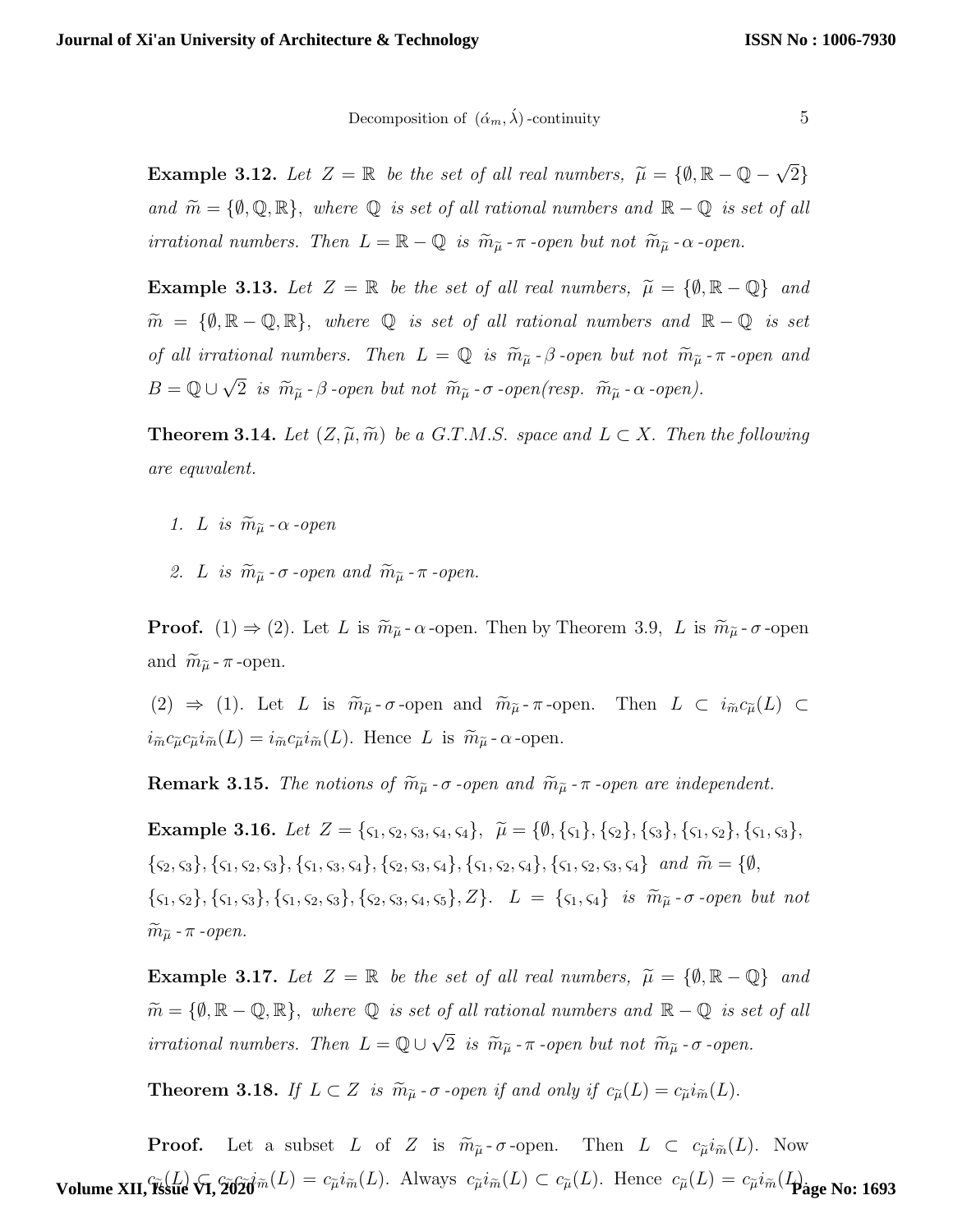**Example 3.12.** *Let $Z = \mathbb{R}$ be the set of all real numbers, $\widetilde{\mu} = \{\emptyset, \mathbb{R} - \mathbb{Q} - \sqrt{2}\}$ and $\widetilde{m} = \{\emptyset, \mathbb{Q}, \mathbb{R}\}$, where $\mathbb{Q}$ is set of all rational numbers and $\mathbb{R} - \mathbb{Q}$ is set of all irrational numbers. Then $L = \mathbb{R} - \mathbb{Q}$ is $\widetilde{m}_{\widetilde{\mu}}$-$\pi$-open but not $\widetilde{m}_{\widetilde{\mu}}$-$\alpha$-open.*

**Example 3.13.** *Let $Z = \mathbb{R}$ be the set of all real numbers, $\widetilde{\mu} = \{\emptyset, \mathbb{R} - \mathbb{Q}\}$ and $\widetilde{m} = \{\emptyset, \mathbb{R} - \mathbb{Q}, \mathbb{R}\}$, where $\mathbb{Q}$ is set of all rational numbers and $\mathbb{R} - \mathbb{Q}$ is set of all irrational numbers. Then $L = \mathbb{Q}$ is $\widetilde{m}_{\widetilde{\mu}}$-$\beta$-open but not $\widetilde{m}_{\widetilde{\mu}}$-$\pi$-open and $B = \mathbb{Q} \cup \sqrt{2}$ is $\widetilde{m}_{\widetilde{\mu}}$-$\beta$-open but not $\widetilde{m}_{\widetilde{\mu}}$-$\sigma$-open(resp. $\widetilde{m}_{\widetilde{\mu}}$-$\alpha$-open).*

**Theorem 3.14.** *Let $(Z, \widetilde{\mu}, \widetilde{m})$ be a G.T.M.S. space and $L \subset X$. Then the following are equvalent.*

1. *$L$ is $\widetilde{m}_{\widetilde{\mu}}$-$\alpha$-open*
2. *$L$ is $\widetilde{m}_{\widetilde{\mu}}$-$\sigma$-open and $\widetilde{m}_{\widetilde{\mu}}$-$\pi$-open.*

**Proof.** (1) $\Rightarrow$ (2). Let $L$ is $\widetilde{m}_{\widetilde{\mu}}$-$\alpha$-open. Then by Theorem 3.9, $L$ is $\widetilde{m}_{\widetilde{\mu}}$-$\sigma$-open and $\widetilde{m}_{\widetilde{\mu}}$-$\pi$-open.

(2) $\Rightarrow$ (1). Let $L$ is $\widetilde{m}_{\widetilde{\mu}}$-$\sigma$-open and $\widetilde{m}_{\widetilde{\mu}}$-$\pi$-open. Then $L \subset i_{\widetilde{m}}c_{\widetilde{\mu}}(L) \subset i_{\widetilde{m}}c_{\widetilde{\mu}}c_{\widetilde{\mu}}i_{\widetilde{m}}(L) = i_{\widetilde{m}}c_{\widetilde{\mu}}i_{\widetilde{m}}(L)$. Hence $L$ is $\widetilde{m}_{\widetilde{\mu}}$-$\alpha$-open.

**Remark 3.15.** *The notions of $\widetilde{m}_{\widetilde{\mu}}$-$\sigma$-open and $\widetilde{m}_{\widetilde{\mu}}$-$\pi$-open are independent.*

**Example 3.16.** *Let $Z = \{\varsigma_1, \varsigma_2, \varsigma_3, \varsigma_4, \varsigma_4\}$, $\widetilde{\mu} = \{\emptyset, \{\varsigma_1\}, \{\varsigma_2\}, \{\varsigma_3\}, \{\varsigma_1, \varsigma_2\}, \{\varsigma_1, \varsigma_3\}, \{\varsigma_2, \varsigma_3\}, \{\varsigma_1, \varsigma_2, \varsigma_3\}, \{\varsigma_1, \varsigma_3, \varsigma_4\}, \{\varsigma_2, \varsigma_3, \varsigma_4\}, \{\varsigma_1, \varsigma_2, \varsigma_4\}, \{\varsigma_1, \varsigma_2, \varsigma_3, \varsigma_4\}$ and $\widetilde{m} = \{\emptyset, \{\varsigma_1, \varsigma_2\}, \{\varsigma_1, \varsigma_3\}, \{\varsigma_1, \varsigma_2, \varsigma_3\}, \{\varsigma_2, \varsigma_3, \varsigma_4, \varsigma_5\}, Z\}$. $L = \{\varsigma_1, \varsigma_4\}$ is $\widetilde{m}_{\widetilde{\mu}}$-$\sigma$-open but not $\widetilde{m}_{\widetilde{\mu}}$-$\pi$-open.*

**Example 3.17.** *Let $Z = \mathbb{R}$ be the set of all real numbers, $\widetilde{\mu} = \{\emptyset, \mathbb{R} - \mathbb{Q}\}$ and $\widetilde{m} = \{\emptyset, \mathbb{R} - \mathbb{Q}, \mathbb{R}\}$, where $\mathbb{Q}$ is set of all rational numbers and $\mathbb{R} - \mathbb{Q}$ is set of all irrational numbers. Then $L = \mathbb{Q} \cup \sqrt{2}$ is $\widetilde{m}_{\widetilde{\mu}}$-$\pi$-open but not $\widetilde{m}_{\widetilde{\mu}}$-$\sigma$-open.*

**Theorem 3.18.** *If $L \subset Z$ is $\widetilde{m}_{\widetilde{\mu}}$-$\sigma$-open if and only if $c_{\widetilde{\mu}}(L) = c_{\widetilde{\mu}}i_{\widetilde{m}}(L)$.*

**Proof.** Let a subset $L$ of $Z$ is $\widetilde{m}_{\widetilde{\mu}}$-$\sigma$-open. Then $L \subset c_{\widetilde{\mu}}i_{\widetilde{m}}(L)$. Now $c_{\widetilde{\mu}}(L) \subset c_{\widetilde{\mu}}c_{\widetilde{\mu}}i_{\widetilde{m}}(L) = c_{\widetilde{\mu}}i_{\widetilde{m}}(L)$. Always $c_{\widetilde{\mu}}i_{\widetilde{m}}(L) \subset c_{\widetilde{\mu}}(L)$. Hence $c_{\widetilde{\mu}}(L) = c_{\widetilde{\mu}}i_{\widetilde{m}}(L)$.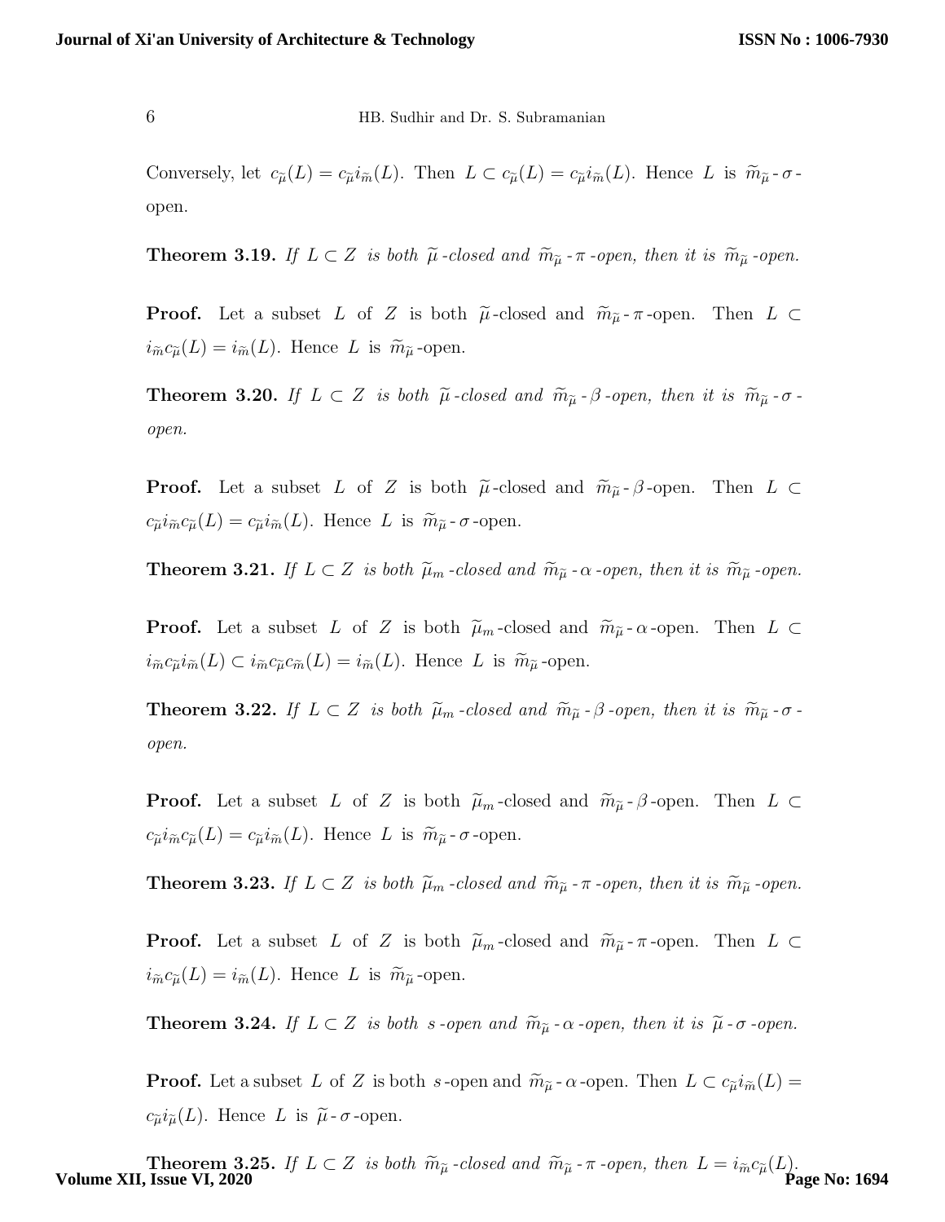Conversely, let $c_{\widetilde{\mu}}(L) = c_{\widetilde{\mu}} i_{\widetilde{m}}(L)$. Then $L \subset c_{\widetilde{\mu}}(L) = c_{\widetilde{\mu}} i_{\widetilde{m}}(L)$. Hence $L$ is $\widetilde{m}_{\widetilde{\mu}}$-$\sigma$-open.

**Theorem 3.19.** *If $L \subset Z$ is both $\widetilde{\mu}$-closed and $\widetilde{m}_{\widetilde{\mu}}$-$\pi$-open, then it is $\widetilde{m}_{\widetilde{\mu}}$-open.*

**Proof.** Let a subset $L$ of $Z$ is both $\widetilde{\mu}$-closed and $\widetilde{m}_{\widetilde{\mu}}$-$\pi$-open. Then $L \subset i_{\widetilde{m}} c_{\widetilde{\mu}}(L) = i_{\widetilde{m}}(L)$. Hence $L$ is $\widetilde{m}_{\widetilde{\mu}}$-open.

**Theorem 3.20.** *If $L \subset Z$ is both $\widetilde{\mu}$-closed and $\widetilde{m}_{\widetilde{\mu}}$-$\beta$-open, then it is $\widetilde{m}_{\widetilde{\mu}}$-$\sigma$-open.*

**Proof.** Let a subset $L$ of $Z$ is both $\widetilde{\mu}$-closed and $\widetilde{m}_{\widetilde{\mu}}$-$\beta$-open. Then $L \subset c_{\widetilde{\mu}} i_{\widetilde{m}} c_{\widetilde{\mu}}(L) = c_{\widetilde{\mu}} i_{\widetilde{m}}(L)$. Hence $L$ is $\widetilde{m}_{\widetilde{\mu}}$-$\sigma$-open.

**Theorem 3.21.** *If $L \subset Z$ is both $\widetilde{\mu}_m$-closed and $\widetilde{m}_{\widetilde{\mu}}$-$\alpha$-open, then it is $\widetilde{m}_{\widetilde{\mu}}$-open.*

**Proof.** Let a subset $L$ of $Z$ is both $\widetilde{\mu}_m$-closed and $\widetilde{m}_{\widetilde{\mu}}$-$\alpha$-open. Then $L \subset i_{\widetilde{m}} c_{\widetilde{\mu}} i_{\widetilde{m}}(L) \subset i_{\widetilde{m}} c_{\widetilde{\mu}} c_{\widetilde{m}}(L) = i_{\widetilde{m}}(L)$. Hence $L$ is $\widetilde{m}_{\widetilde{\mu}}$-open.

**Theorem 3.22.** *If $L \subset Z$ is both $\widetilde{\mu}_m$-closed and $\widetilde{m}_{\widetilde{\mu}}$-$\beta$-open, then it is $\widetilde{m}_{\widetilde{\mu}}$-$\sigma$-open.*

**Proof.** Let a subset $L$ of $Z$ is both $\widetilde{\mu}_m$-closed and $\widetilde{m}_{\widetilde{\mu}}$-$\beta$-open. Then $L \subset c_{\widetilde{\mu}} i_{\widetilde{m}} c_{\widetilde{\mu}}(L) = c_{\widetilde{\mu}} i_{\widetilde{m}}(L)$. Hence $L$ is $\widetilde{m}_{\widetilde{\mu}}$-$\sigma$-open.

**Theorem 3.23.** *If $L \subset Z$ is both $\widetilde{\mu}_m$-closed and $\widetilde{m}_{\widetilde{\mu}}$-$\pi$-open, then it is $\widetilde{m}_{\widetilde{\mu}}$-open.*

**Proof.** Let a subset $L$ of $Z$ is both $\widetilde{\mu}_m$-closed and $\widetilde{m}_{\widetilde{\mu}}$-$\pi$-open. Then $L \subset i_{\widetilde{m}} c_{\widetilde{\mu}}(L) = i_{\widetilde{m}}(L)$. Hence $L$ is $\widetilde{m}_{\widetilde{\mu}}$-open.

**Theorem 3.24.** *If $L \subset Z$ is both $s$-open and $\widetilde{m}_{\widetilde{\mu}}$-$\alpha$-open, then it is $\widetilde{\mu}$-$\sigma$-open.*

**Proof.** Let a subset $L$ of $Z$ is both $s$-open and $\widetilde{m}_{\widetilde{\mu}}$-$\alpha$-open. Then $L \subset c_{\widetilde{\mu}} i_{\widetilde{m}}(L) = c_{\widetilde{\mu}} i_{\widetilde{\mu}}(L)$. Hence $L$ is $\widetilde{\mu}$-$\sigma$-open.

**Theorem 3.25.** *If $L \subset Z$ is both $\widetilde{m}_{\widetilde{\mu}}$-closed and $\widetilde{m}_{\widetilde{\mu}}$-$\pi$-open, then $L = i_{\widetilde{m}} c_{\widetilde{\mu}}(L)$.*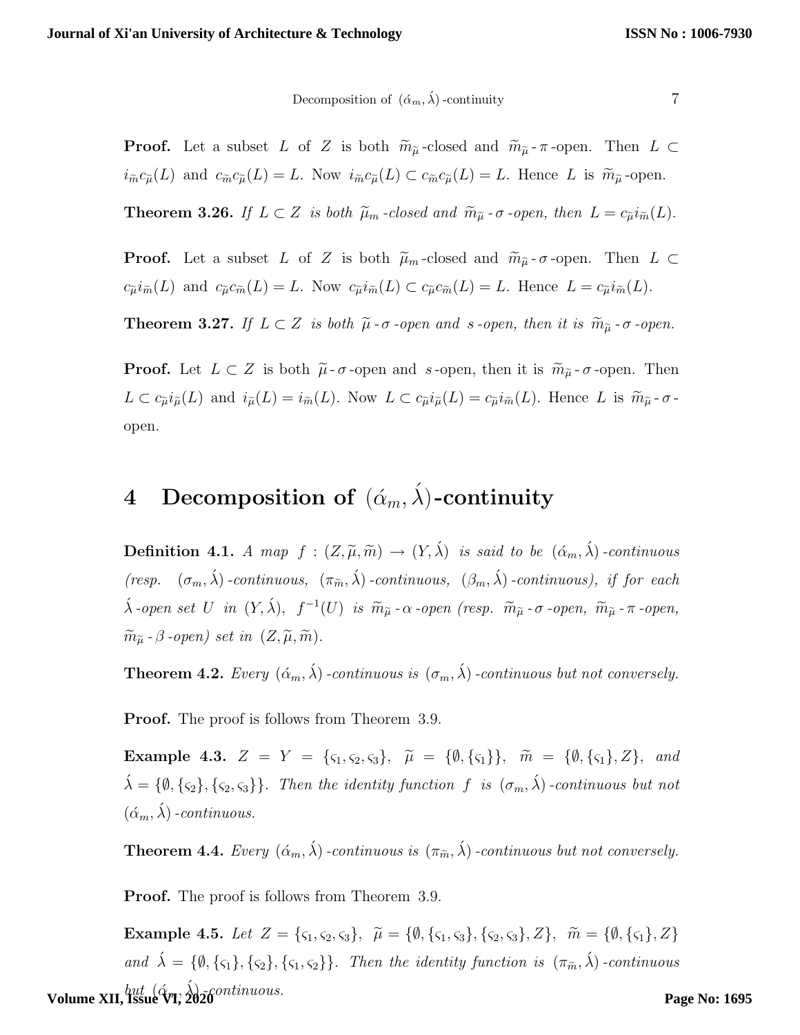**Proof.** Let a subset $L$ of $Z$ is both $\widetilde{m}_{\widetilde{\mu}}$-closed and $\widetilde{m}_{\widetilde{\mu}}$-$\pi$-open. Then $L \subset i_{\widetilde{m}}c_{\widetilde{\mu}}(L)$ and $c_{\widetilde{m}}c_{\widetilde{\mu}}(L) = L$. Now $i_{\widetilde{m}}c_{\widetilde{\mu}}(L) \subset c_{\widetilde{m}}c_{\widetilde{\mu}}(L) = L$. Hence $L$ is $\widetilde{m}_{\widetilde{\mu}}$-open.

**Theorem 3.26.** *If $L \subset Z$ is both $\widetilde{\mu}_m$-closed and $\widetilde{m}_{\widetilde{\mu}}$-$\sigma$-open, then $L = c_{\widetilde{\mu}}i_{\widetilde{m}}(L)$.*

**Proof.** Let a subset $L$ of $Z$ is both $\widetilde{\mu}_m$-closed and $\widetilde{m}_{\widetilde{\mu}}$-$\sigma$-open. Then $L \subset c_{\widetilde{\mu}}i_{\widetilde{m}}(L)$ and $c_{\widetilde{\mu}}c_{\widetilde{m}}(L) = L$. Now $c_{\widetilde{\mu}}i_{\widetilde{m}}(L) \subset c_{\widetilde{\mu}}c_{\widetilde{m}}(L) = L$. Hence $L = c_{\widetilde{\mu}}i_{\widetilde{m}}(L)$.

**Theorem 3.27.** *If $L \subset Z$ is both $\widetilde{\mu}$-$\sigma$-open and $s$-open, then it is $\widetilde{m}_{\widetilde{\mu}}$-$\sigma$-open.*

**Proof.** Let $L \subset Z$ is both $\widetilde{\mu}$-$\sigma$-open and $s$-open, then it is $\widetilde{m}_{\widetilde{\mu}}$-$\sigma$-open. Then $L \subset c_{\widetilde{\mu}}i_{\widetilde{\mu}}(L)$ and $i_{\widetilde{\mu}}(L) = i_{\widetilde{m}}(L)$. Now $L \subset c_{\widetilde{\mu}}i_{\widetilde{\mu}}(L) = c_{\widetilde{\mu}}i_{\widetilde{m}}(L)$. Hence $L$ is $\widetilde{m}_{\widetilde{\mu}}$-$\sigma$-open.

# 4 Decomposition of $(\acute{\alpha}_m, \acute{\lambda})$-continuity

**Definition 4.1.** *A map $f : (Z, \widetilde{\mu}, \widetilde{m}) \to (Y, \acute{\lambda})$ is said to be $(\acute{\alpha}_m, \acute{\lambda})$-continuous (resp. $(\sigma_m, \acute{\lambda})$-continuous, $(\pi_{\widetilde{m}}, \acute{\lambda})$-continuous, $(\beta_m, \acute{\lambda})$-continuous), if for each $\acute{\lambda}$-open set $U$ in $(Y, \acute{\lambda})$, $f^{-1}(U)$ is $\widetilde{m}_{\widetilde{\mu}}$-$\alpha$-open (resp. $\widetilde{m}_{\widetilde{\mu}}$-$\sigma$-open, $\widetilde{m}_{\widetilde{\mu}}$-$\pi$-open, $\widetilde{m}_{\widetilde{\mu}}$-$\beta$-open) set in $(Z, \widetilde{\mu}, \widetilde{m})$.*

**Theorem 4.2.** *Every $(\acute{\alpha}_m, \acute{\lambda})$-continuous is $(\sigma_m, \acute{\lambda})$-continuous but not conversely.*

**Proof.** The proof is follows from Theorem 3.9.

**Example 4.3.** *$Z = Y = \{\varsigma_1, \varsigma_2, \varsigma_3\}$, $\widetilde{\mu} = \{\emptyset, \{\varsigma_1\}\}$, $\widetilde{m} = \{\emptyset, \{\varsigma_1\}, Z\}$, and $\acute{\lambda} = \{\emptyset, \{\varsigma_2\}, \{\varsigma_2, \varsigma_3\}\}$. Then the identity function $f$ is $(\sigma_m, \acute{\lambda})$-continuous but not $(\acute{\alpha}_m, \acute{\lambda})$-continuous.*

**Theorem 4.4.** *Every $(\acute{\alpha}_m, \acute{\lambda})$-continuous is $(\pi_{\widetilde{m}}, \acute{\lambda})$-continuous but not conversely.*

**Proof.** The proof is follows from Theorem 3.9.

**Example 4.5.** *Let $Z = \{\varsigma_1, \varsigma_2, \varsigma_3\}$, $\widetilde{\mu} = \{\emptyset, \{\varsigma_1, \varsigma_3\}, \{\varsigma_2, \varsigma_3\}, Z\}$, $\widetilde{m} = \{\emptyset, \{\varsigma_1\}, Z\}$ and $\acute{\lambda} = \{\emptyset, \{\varsigma_1\}, \{\varsigma_2\}, \{\varsigma_1, \varsigma_2\}\}$. Then the identity function is $(\pi_{\widetilde{m}}, \acute{\lambda})$-continuous but $(\acute{\alpha}_m, \acute{\lambda})$-continuous.*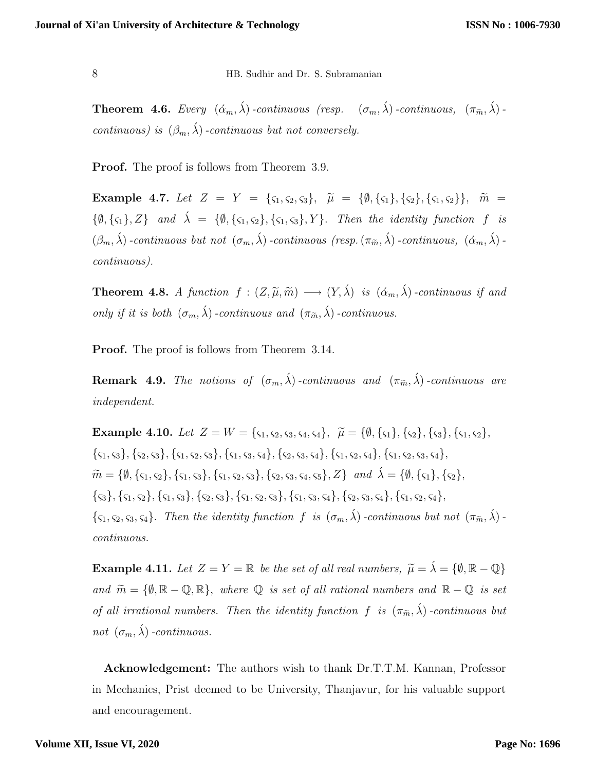**Theorem 4.6.** *Every* $(\acute{\alpha}_m, \acute{\lambda})$*-continuous (resp.* $(\sigma_m, \acute{\lambda})$*-continuous,* $(\pi_{\widetilde{m}}, \acute{\lambda})$*-continuous) is* $(\beta_m, \acute{\lambda})$*-continuous but not conversely.*

**Proof.** The proof is follows from Theorem 3.9.

**Example 4.7.** *Let* $Z = Y = \{\varsigma_1, \varsigma_2, \varsigma_3\}$*,* $\widetilde{\mu} = \{\emptyset, \{\varsigma_1\}, \{\varsigma_2\}, \{\varsigma_1, \varsigma_2\}\}$*,* $\widetilde{m} = \{\emptyset, \{\varsigma_1\}, Z\}$ *and* $\acute{\lambda} = \{\emptyset, \{\varsigma_1, \varsigma_2\}, \{\varsigma_1, \varsigma_3\}, Y\}$*. Then the identity function* $f$ *is* $(\beta_m, \acute{\lambda})$*-continuous but not* $(\sigma_m, \acute{\lambda})$*-continuous (resp.* $(\pi_{\widetilde{m}}, \acute{\lambda})$*-continuous,* $(\acute{\alpha}_m, \acute{\lambda})$*-continuous).*

**Theorem 4.8.** *A function* $f : (Z, \widetilde{\mu}, \widetilde{m}) \longrightarrow (Y, \acute{\lambda})$ *is* $(\acute{\alpha}_m, \acute{\lambda})$*-continuous if and only if it is both* $(\sigma_m, \acute{\lambda})$*-continuous and* $(\pi_{\widetilde{m}}, \acute{\lambda})$*-continuous.*

**Proof.** The proof is follows from Theorem 3.14.

**Remark 4.9.** *The notions of* $(\sigma_m, \acute{\lambda})$*-continuous and* $(\pi_{\widetilde{m}}, \acute{\lambda})$*-continuous are independent.*

**Example 4.10.** *Let* $Z = W = \{\varsigma_1, \varsigma_2, \varsigma_3, \varsigma_4, \varsigma_4\}$*,* $\widetilde{\mu} = \{\emptyset, \{\varsigma_1\}, \{\varsigma_2\}, \{\varsigma_3\}, \{\varsigma_1, \varsigma_2\}, \{\varsigma_1, \varsigma_3\}, \{\varsigma_2, \varsigma_3\}, \{\varsigma_1, \varsigma_2, \varsigma_3\}, \{\varsigma_1, \varsigma_3, \varsigma_4\}, \{\varsigma_2, \varsigma_3, \varsigma_4\}, \{\varsigma_1, \varsigma_2, \varsigma_4\}, \{\varsigma_1, \varsigma_2, \varsigma_3, \varsigma_4\}$*,* $\widetilde{m} = \{\emptyset, \{\varsigma_1, \varsigma_2\}, \{\varsigma_1, \varsigma_3\}, \{\varsigma_1, \varsigma_2, \varsigma_3\}, \{\varsigma_2, \varsigma_3, \varsigma_4, \varsigma_5\}, Z\}$ *and* $\acute{\lambda} = \{\emptyset, \{\varsigma_1\}, \{\varsigma_2\}, \{\varsigma_3\}, \{\varsigma_1, \varsigma_2\}, \{\varsigma_1, \varsigma_3\}, \{\varsigma_2, \varsigma_3\}, \{\varsigma_1, \varsigma_2, \varsigma_3\}, \{\varsigma_1, \varsigma_3, \varsigma_4\}, \{\varsigma_2, \varsigma_3, \varsigma_4\}, \{\varsigma_1, \varsigma_2, \varsigma_4\}, \{\varsigma_1, \varsigma_2, \varsigma_3, \varsigma_4\}$*. Then the identity function* $f$ *is* $(\sigma_m, \acute{\lambda})$*-continuous but not* $(\pi_{\widetilde{m}}, \acute{\lambda})$*-continuous.*

**Example 4.11.** *Let* $Z = Y = \mathbb{R}$ *be the set of all real numbers,* $\widetilde{\mu} = \acute{\lambda} = \{\emptyset, \mathbb{R} - \mathbb{Q}\}$ *and* $\widetilde{m} = \{\emptyset, \mathbb{R} - \mathbb{Q}, \mathbb{R}\}$*, where* $\mathbb{Q}$ *is set of all rational numbers and* $\mathbb{R} - \mathbb{Q}$ *is set of all irrational numbers. Then the identity function* $f$ *is* $(\pi_{\widetilde{m}}, \acute{\lambda})$*-continuous but not* $(\sigma_m, \acute{\lambda})$*-continuous.*

**Acknowledgement:** The authors wish to thank Dr.T.T.M. Kannan, Professor in Mechanics, Prist deemed to be University, Thanjavur, for his valuable support and encouragement.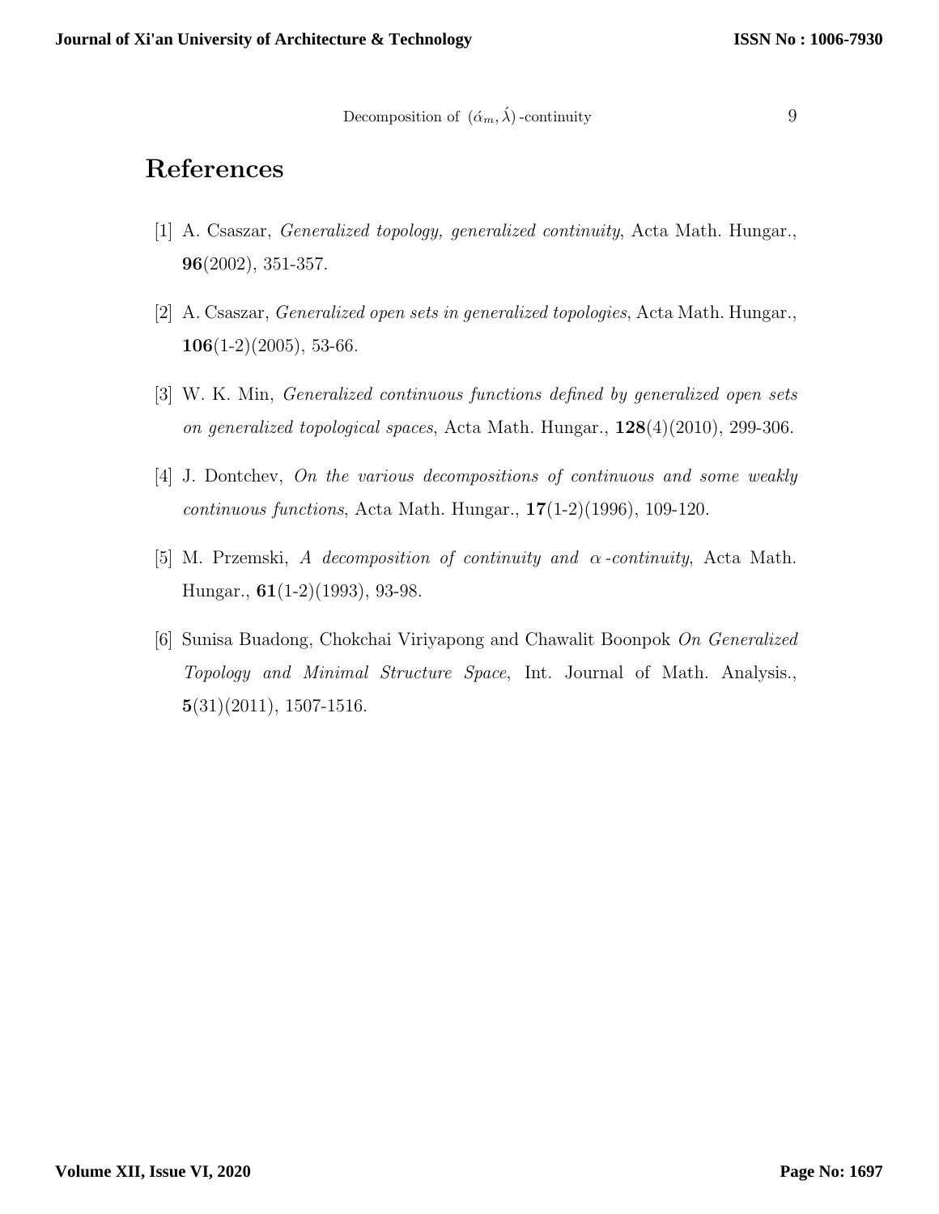# References

[1] A. Csaszar, *Generalized topology, generalized continuity*, Acta Math. Hungar., **96**(2002), 351-357.

[2] A. Csaszar, *Generalized open sets in generalized topologies*, Acta Math. Hungar., **106**(1-2)(2005), 53-66.

[3] W. K. Min, *Generalized continuous functions defined by generalized open sets on generalized topological spaces*, Acta Math. Hungar., **128**(4)(2010), 299-306.

[4] J. Dontchev, *On the various decompositions of continuous and some weakly continuous functions*, Acta Math. Hungar., **17**(1-2)(1996), 109-120.

[5] M. Przemski, *A decomposition of continuity and $\alpha$-continuity*, Acta Math. Hungar., **61**(1-2)(1993), 93-98.

[6] Sunisa Buadong, Chokchai Viriyapong and Chawalit Boonpok *On Generalized Topology and Minimal Structure Space*, Int. Journal of Math. Analysis., **5**(31)(2011), 1507-1516.